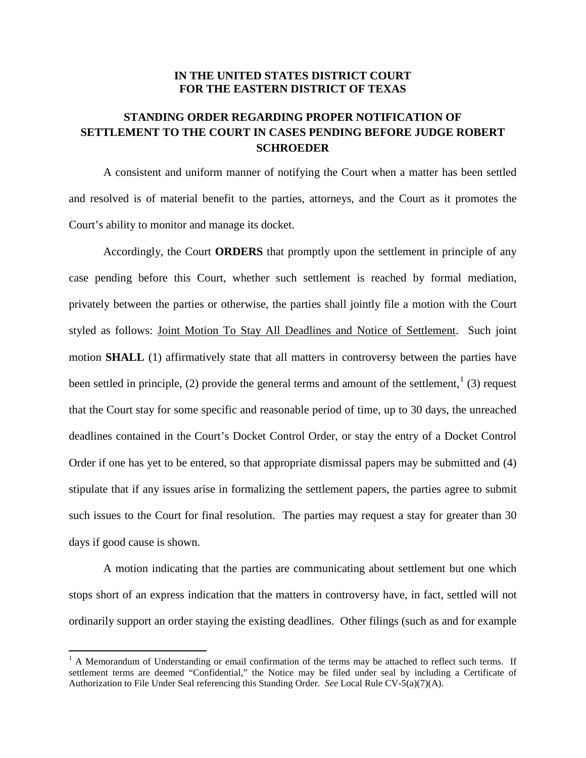**IN THE UNITED STATES DISTRICT COURT**
**FOR THE EASTERN DISTRICT OF TEXAS**

# STANDING ORDER REGARDING PROPER NOTIFICATION OF SETTLEMENT TO THE COURT IN CASES PENDING BEFORE JUDGE ROBERT SCHROEDER

A consistent and uniform manner of notifying the Court when a matter has been settled and resolved is of material benefit to the parties, attorneys, and the Court as it promotes the Court's ability to monitor and manage its docket.

Accordingly, the Court **ORDERS** that promptly upon the settlement in principle of any case pending before this Court, whether such settlement is reached by formal mediation, privately between the parties or otherwise, the parties shall jointly file a motion with the Court styled as follows: <u>Joint Motion To Stay All Deadlines and Notice of Settlement</u>. Such joint motion **SHALL** (1) affirmatively state that all matters in controversy between the parties have been settled in principle, (2) provide the general terms and amount of the settlement,[1] (3) request that the Court stay for some specific and reasonable period of time, up to 30 days, the unreached deadlines contained in the Court's Docket Control Order, or stay the entry of a Docket Control Order if one has yet to be entered, so that appropriate dismissal papers may be submitted and (4) stipulate that if any issues arise in formalizing the settlement papers, the parties agree to submit such issues to the Court for final resolution. The parties may request a stay for greater than 30 days if good cause is shown.

A motion indicating that the parties are communicating about settlement but one which stops short of an express indication that the matters in controversy have, in fact, settled will not ordinarily support an order staying the existing deadlines. Other filings (such as and for example

---

[1] A Memorandum of Understanding or email confirmation of the terms may be attached to reflect such terms. If settlement terms are deemed "Confidential," the Notice may be filed under seal by including a Certificate of Authorization to File Under Seal referencing this Standing Order. *See* Local Rule CV-5(a)(7)(A).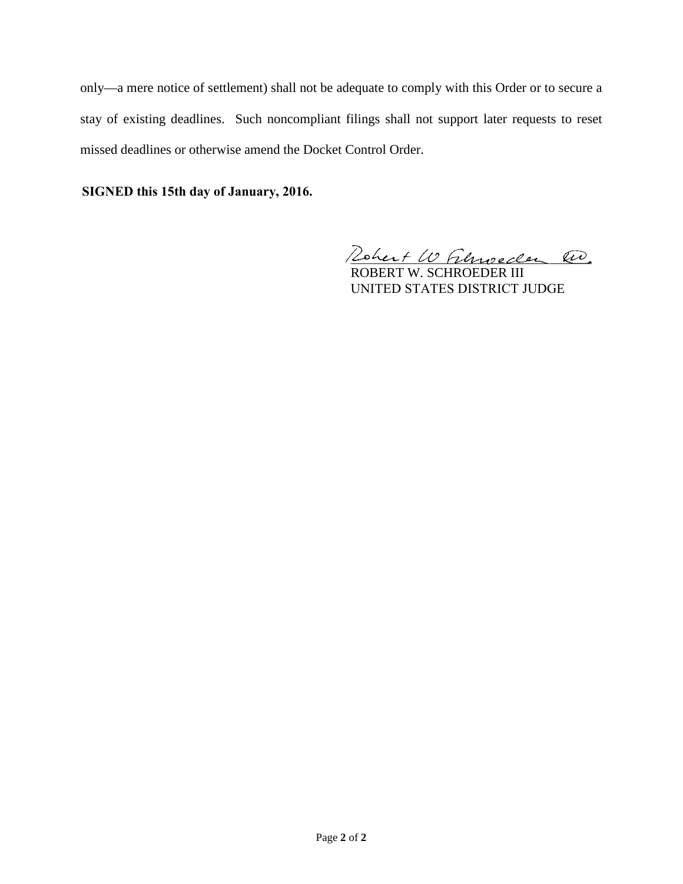only—a mere notice of settlement) shall not be adequate to comply with this Order or to secure a stay of existing deadlines. Such noncompliant filings shall not support later requests to reset missed deadlines or otherwise amend the Docket Control Order.

**SIGNED this 15th day of January, 2016.**

ROBERT W. SCHROEDER III
UNITED STATES DISTRICT JUDGE